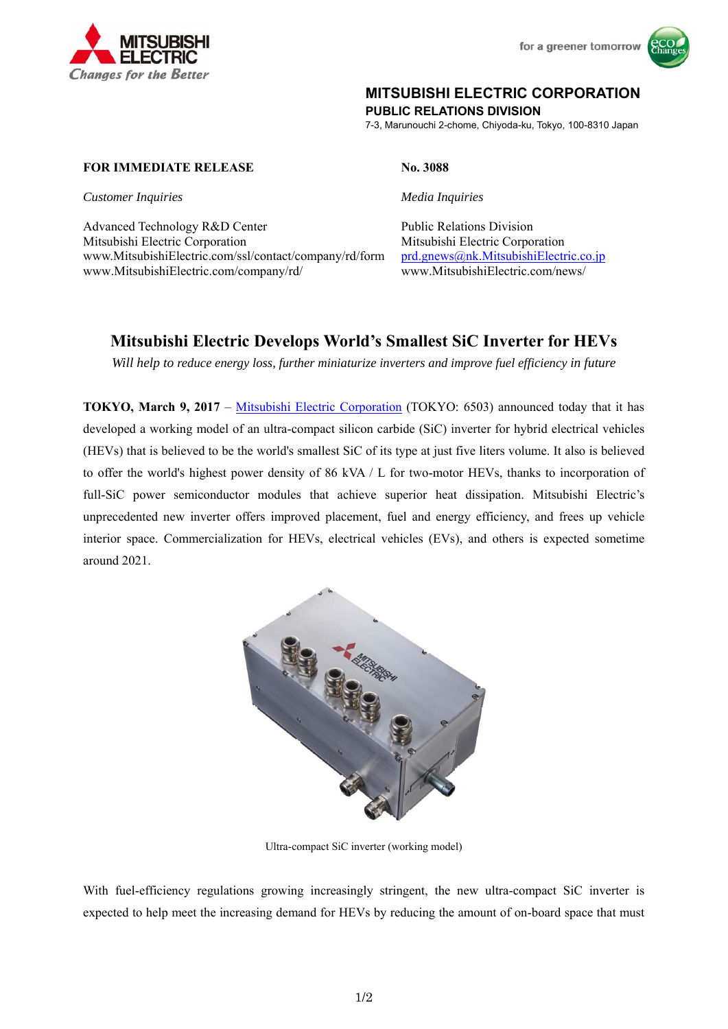MITSUBISHI ELECTRIC
*Changes for the Better*

for a greener tomorrow

**MITSUBISHI ELECTRIC CORPORATION**
**PUBLIC RELATIONS DIVISION**
7-3, Marunouchi 2-chome, Chiyoda-ku, Tokyo, 100-8310 Japan

**FOR IMMEDIATE RELEASE**

**No. 3088**

*Customer Inquiries*

Advanced Technology R&D Center
Mitsubishi Electric Corporation
www.MitsubishiElectric.com/ssl/contact/company/rd/form
www.MitsubishiElectric.com/company/rd/

*Media Inquiries*

Public Relations Division
Mitsubishi Electric Corporation
prd.gnews@nk.MitsubishiElectric.co.jp
www.MitsubishiElectric.com/news/

# Mitsubishi Electric Develops World's Smallest SiC Inverter for HEVs

*Will help to reduce energy loss, further miniaturize inverters and improve fuel efficiency in future*

**TOKYO, March 9, 2017** – Mitsubishi Electric Corporation (TOKYO: 6503) announced today that it has developed a working model of an ultra-compact silicon carbide (SiC) inverter for hybrid electrical vehicles (HEVs) that is believed to be the world's smallest SiC of its type at just five liters volume. It also is believed to offer the world's highest power density of 86 kVA / L for two-motor HEVs, thanks to incorporation of full-SiC power semiconductor modules that achieve superior heat dissipation. Mitsubishi Electric's unprecedented new inverter offers improved placement, fuel and energy efficiency, and frees up vehicle interior space. Commercialization for HEVs, electrical vehicles (EVs), and others is expected sometime around 2021.

Ultra-compact SiC inverter (working model)

With fuel-efficiency regulations growing increasingly stringent, the new ultra-compact SiC inverter is expected to help meet the increasing demand for HEVs by reducing the amount of on-board space that must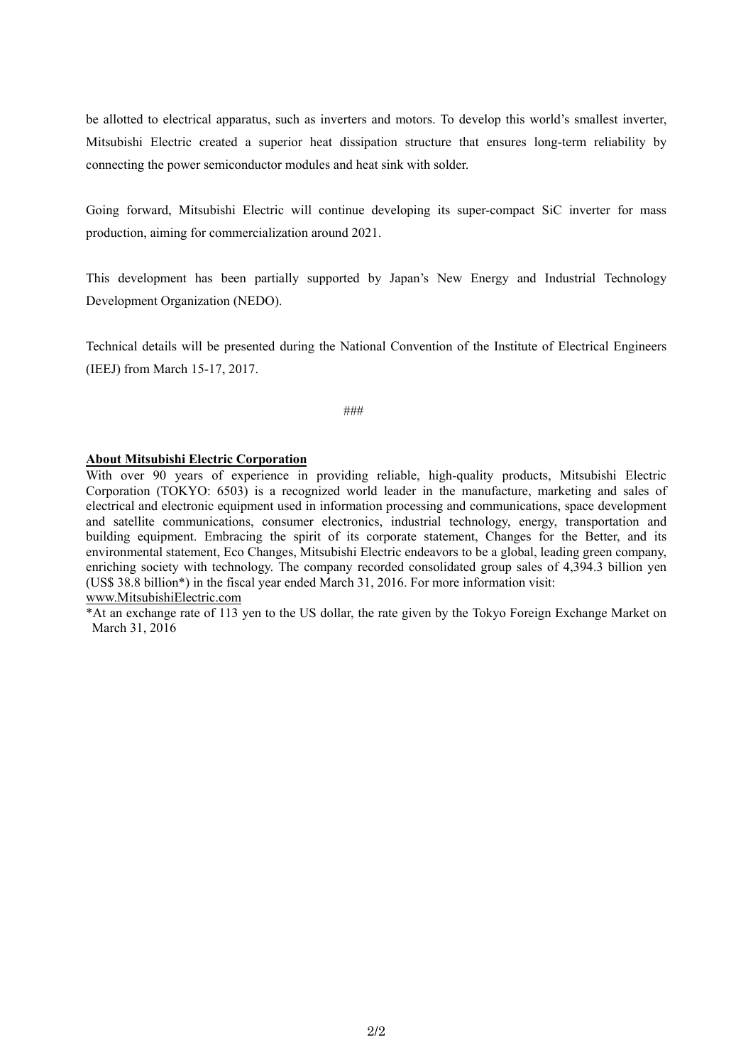be allotted to electrical apparatus, such as inverters and motors. To develop this world's smallest inverter, Mitsubishi Electric created a superior heat dissipation structure that ensures long-term reliability by connecting the power semiconductor modules and heat sink with solder.

Going forward, Mitsubishi Electric will continue developing its super-compact SiC inverter for mass production, aiming for commercialization around 2021.

This development has been partially supported by Japan's New Energy and Industrial Technology Development Organization (NEDO).

Technical details will be presented during the National Convention of the Institute of Electrical Engineers (IEEJ) from March 15-17, 2017.

###

**About Mitsubishi Electric Corporation**

With over 90 years of experience in providing reliable, high-quality products, Mitsubishi Electric Corporation (TOKYO: 6503) is a recognized world leader in the manufacture, marketing and sales of electrical and electronic equipment used in information processing and communications, space development and satellite communications, consumer electronics, industrial technology, energy, transportation and building equipment. Embracing the spirit of its corporate statement, Changes for the Better, and its environmental statement, Eco Changes, Mitsubishi Electric endeavors to be a global, leading green company, enriching society with technology. The company recorded consolidated group sales of 4,394.3 billion yen (US$ 38.8 billion*) in the fiscal year ended March 31, 2016. For more information visit: www.MitsubishiElectric.com

*At an exchange rate of 113 yen to the US dollar, the rate given by the Tokyo Foreign Exchange Market on March 31, 2016